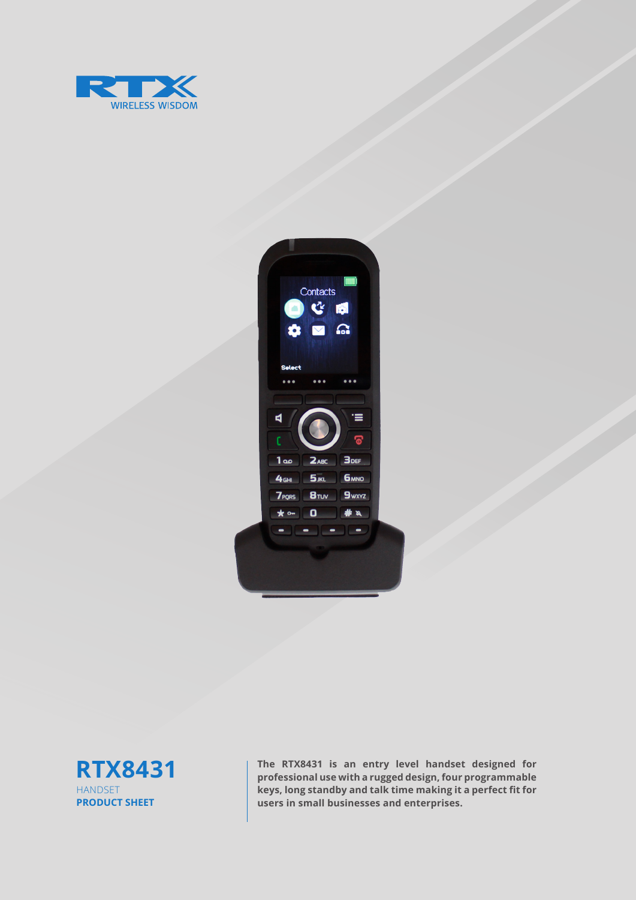RTX WIRELESS WISDOM

# RTX8431

HANDSET

**PRODUCT SHEET**

**The RTX8431 is an entry level handset designed for professional use with a rugged design, four programmable keys, long standby and talk time making it a perfect fit for users in small businesses and enterprises.**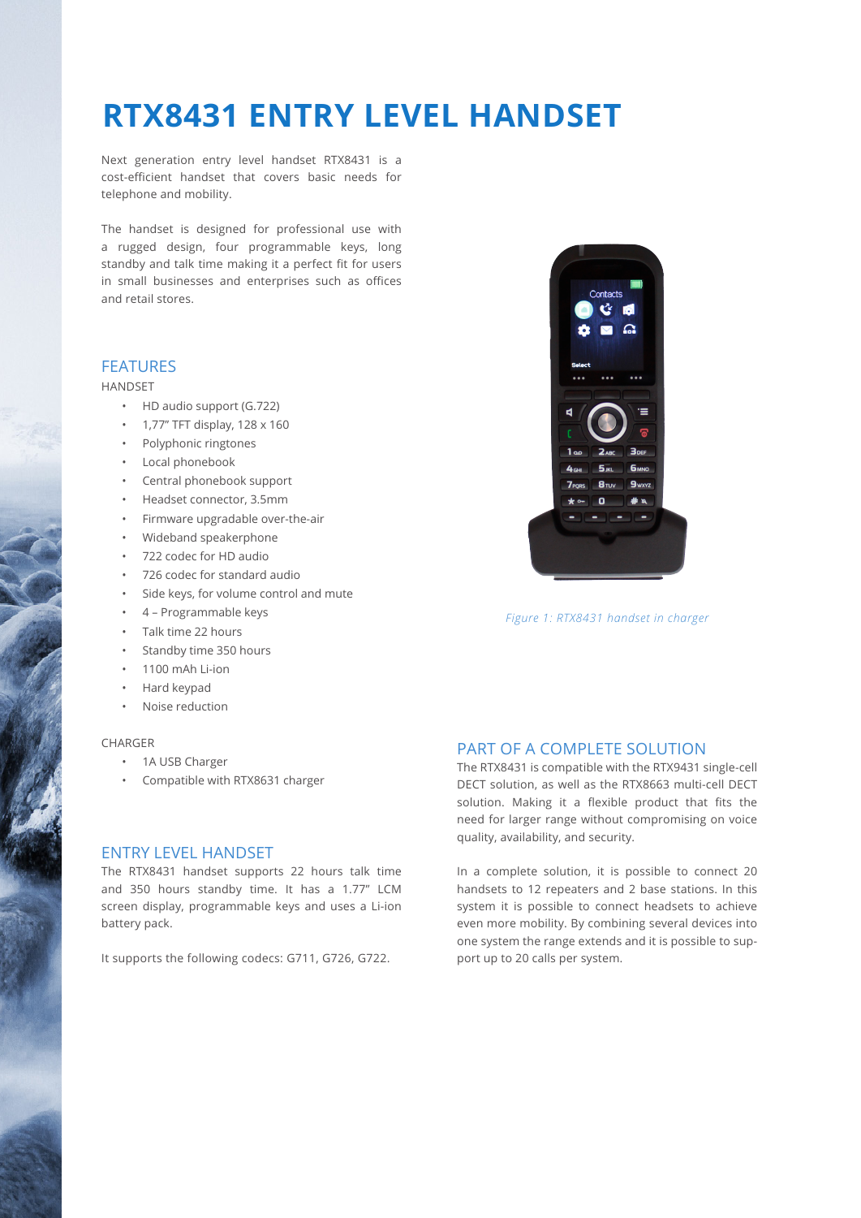# RTX8431 ENTRY LEVEL HANDSET

Next generation entry level handset RTX8431 is a cost-efficient handset that covers basic needs for telephone and mobility.

The handset is designed for professional use with a rugged design, four programmable keys, long standby and talk time making it a perfect fit for users in small businesses and enterprises such as offices and retail stores.

## FEATURES

HANDSET

- HD audio support (G.722)
- 1,77" TFT display, 128 x 160
- Polyphonic ringtones
- Local phonebook
- Central phonebook support
- Headset connector, 3.5mm
- Firmware upgradable over-the-air
- Wideband speakerphone
- 722 codec for HD audio
- 726 codec for standard audio
- Side keys, for volume control and mute
- 4 – Programmable keys
- Talk time 22 hours
- Standby time 350 hours
- 1100 mAh Li-ion
- Hard keypad
- Noise reduction

CHARGER

- 1A USB Charger
- Compatible with RTX8631 charger

*Figure 1: RTX8431 handset in charger*

## ENTRY LEVEL HANDSET

The RTX8431 handset supports 22 hours talk time and 350 hours standby time. It has a 1.77" LCM screen display, programmable keys and uses a Li-ion battery pack.

It supports the following codecs: G711, G726, G722.

## PART OF A COMPLETE SOLUTION

The RTX8431 is compatible with the RTX9431 single-cell DECT solution, as well as the RTX8663 multi-cell DECT solution. Making it a flexible product that fits the need for larger range without compromising on voice quality, availability, and security.

In a complete solution, it is possible to connect 20 handsets to 12 repeaters and 2 base stations. In this system it is possible to connect headsets to achieve even more mobility. By combining several devices into one system the range extends and it is possible to support up to 20 calls per system.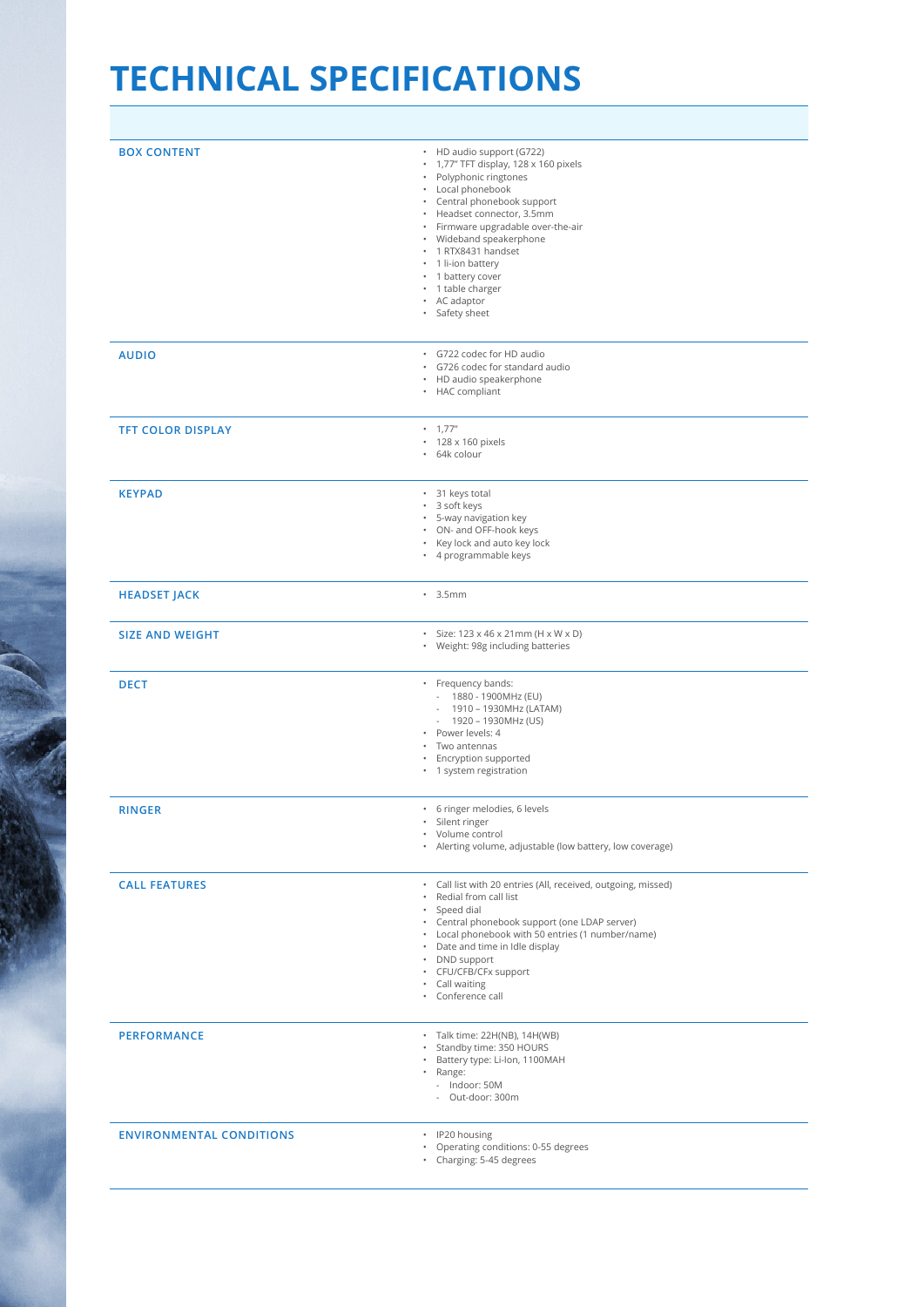# TECHNICAL SPECIFICATIONS

| | |
|---|---|
| **BOX CONTENT** | • HD audio support (G722)<br>• 1,77" TFT display, 128 x 160 pixels<br>• Polyphonic ringtones<br>• Local phonebook<br>• Central phonebook support<br>• Headset connector, 3.5mm<br>• Firmware upgradable over-the-air<br>• Wideband speakerphone<br>• 1 RTX8431 handset<br>• 1 li-ion battery<br>• 1 battery cover<br>• 1 table charger<br>• AC adaptor<br>• Safety sheet |
| **AUDIO** | • G722 codec for HD audio<br>• G726 codec for standard audio<br>• HD audio speakerphone<br>• HAC compliant |
| **TFT COLOR DISPLAY** | • 1,77"<br>• 128 x 160 pixels<br>• 64k colour |
| **KEYPAD** | • 31 keys total<br>• 3 soft keys<br>• 5-way navigation key<br>• ON- and OFF-hook keys<br>• Key lock and auto key lock<br>• 4 programmable keys |
| **HEADSET JACK** | • 3.5mm |
| **SIZE AND WEIGHT** | • Size: 123 x 46 x 21mm (H x W x D)<br>• Weight: 98g including batteries |
| **DECT** | • Frequency bands:<br>  - 1880 - 1900MHz (EU)<br>  - 1910 – 1930MHz (LATAM)<br>  - 1920 – 1930MHz (US)<br>• Power levels: 4<br>• Two antennas<br>• Encryption supported<br>• 1 system registration |
| **RINGER** | • 6 ringer melodies, 6 levels<br>• Silent ringer<br>• Volume control<br>• Alerting volume, adjustable (low battery, low coverage) |
| **CALL FEATURES** | • Call list with 20 entries (All, received, outgoing, missed)<br>• Redial from call list<br>• Speed dial<br>• Central phonebook support (one LDAP server)<br>• Local phonebook with 50 entries (1 number/name)<br>• Date and time in Idle display<br>• DND support<br>• CFU/CFB/CFx support<br>• Call waiting<br>• Conference call |
| **PERFORMANCE** | • Talk time: 22H(NB), 14H(WB)<br>• Standby time: 350 HOURS<br>• Battery type: Li-Ion, 1100MAH<br>• Range:<br>  - Indoor: 50M<br>  - Out-door: 300m |
| **ENVIRONMENTAL CONDITIONS** | • IP20 housing<br>• Operating conditions: 0-55 degrees<br>• Charging: 5-45 degrees |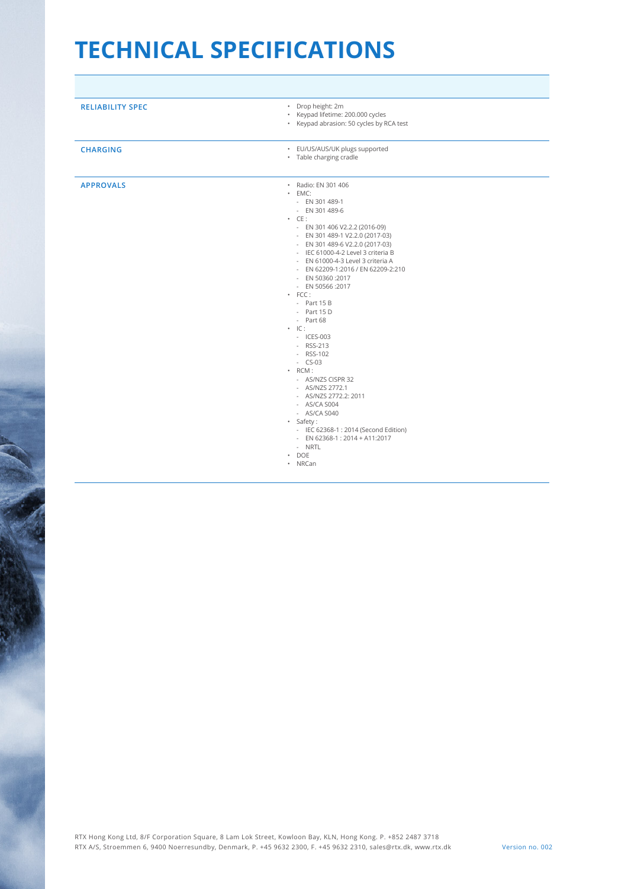# TECHNICAL SPECIFICATIONS

| | |
|---|---|
| **RELIABILITY SPEC** | • Drop height: 2m<br>• Keypad lifetime: 200.000 cycles<br>• Keypad abrasion: 50 cycles by RCA test |
| **CHARGING** | • EU/US/AUS/UK plugs supported<br>• Table charging cradle |
| **APPROVALS** | • Radio: EN 301 406<br>• EMC:<br>  - EN 301 489-1<br>  - EN 301 489-6<br>• CE :<br>  - EN 301 406 V2.2.2 (2016-09)<br>  - EN 301 489-1 V2.2.0 (2017-03)<br>  - EN 301 489-6 V2.2.0 (2017-03)<br>  - IEC 61000-4-2 Level 3 criteria B<br>  - EN 61000-4-3 Level 3 criteria A<br>  - EN 62209-1:2016 / EN 62209-2:210<br>  - EN 50360 :2017<br>  - EN 50566 :2017<br>• FCC :<br>  - Part 15 B<br>  - Part 15 D<br>  - Part 68<br>• IC :<br>  - ICES-003<br>  - RSS-213<br>  - RSS-102<br>  - CS-03<br>• RCM :<br>  - AS/NZS CISPR 32<br>  - AS/NZS 2772.1<br>  - AS/NZS 2772.2: 2011<br>  - AS/CA S004<br>  - AS/CA S040<br>• Safety :<br>  - IEC 62368-1 : 2014 (Second Edition)<br>  - EN 62368-1 : 2014 + A11:2017<br>  - NRTL<br>• DOE<br>• NRCan |

RTX Hong Kong Ltd, 8/F Corporation Square, 8 Lam Lok Street, Kowloon Bay, KLN, Hong Kong. P. +852 2487 3718
RTX A/S, Stroemmen 6, 9400 Noerresundby, Denmark, P. +45 9632 2300, F. +45 9632 2310, sales@rtx.dk, www.rtx.dk

Version no. 002